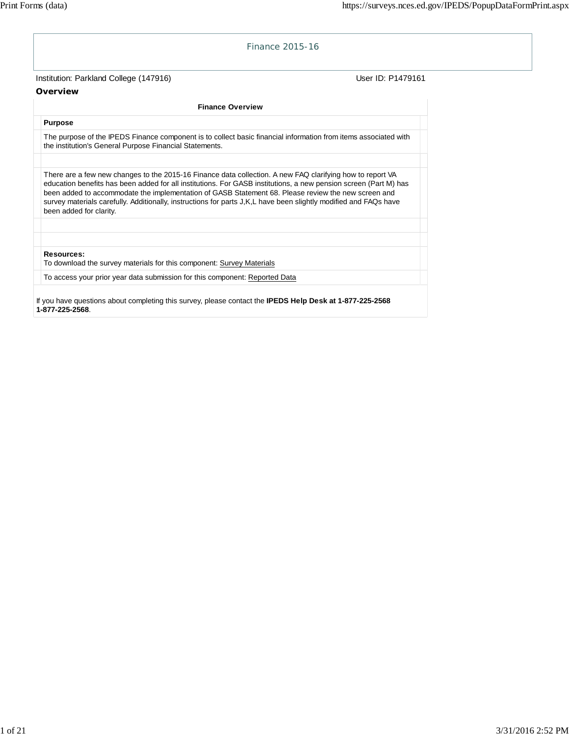# Finance 2015-16

Institution: Parkland College (147916) User ID: P1479161

## Overview

### Finance Overview

**Purpose**

The purpose of the IPEDS Finance component is to collect basic financial information from items associated with the institution's General Purpose Financial Statements.

There are a few new changes to the 2015-16 Finance data collection. A new FAQ clarifying how to report VA education benefits has been added for all institutions. For GASB institutions, a new pension screen (Part M) has been added to accommodate the implementation of GASB Statement 68. Please review the new screen and survey materials carefully. Additionally, instructions for parts J,K,L have been slightly modified and FAQs have been added for clarity.

**Resources:**
To download the survey materials for this component: Survey Materials

To access your prior year data submission for this component: Reported Data

If you have questions about completing this survey, please contact the **IPEDS Help Desk at 1-877-225-2568 1-877-225-2568**.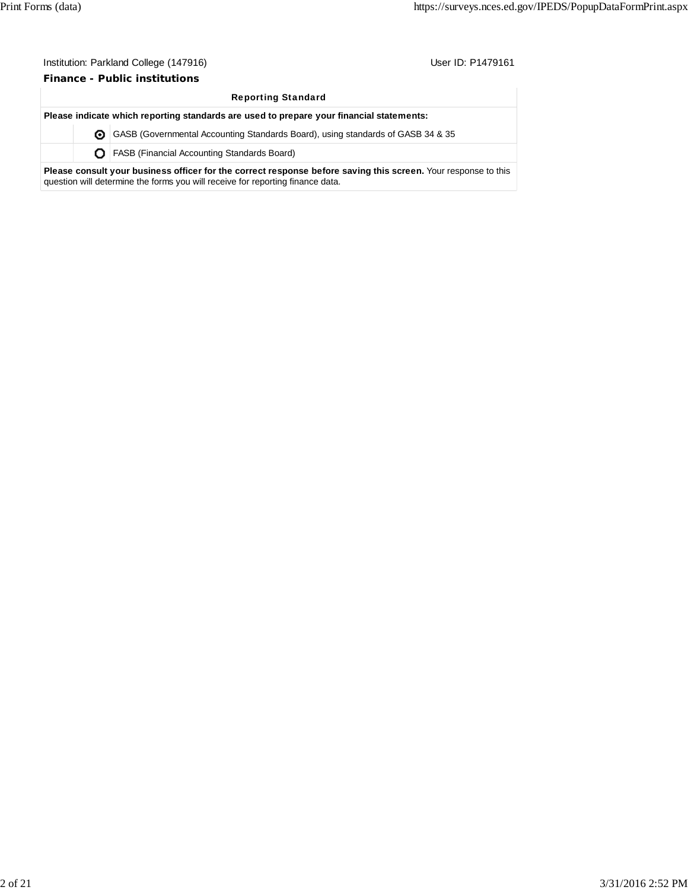Institution: Parkland College (147916) User ID: P1479161

**Finance - Public institutions**

| Reporting Standard | |
|---|---|
| **Please indicate which reporting standards are used to prepare your financial statements:** | |
| ◉ | GASB (Governmental Accounting Standards Board), using standards of GASB 34 & 35 |
| ○ | FASB (Financial Accounting Standards Board) |

**Please consult your business officer for the correct response before saving this screen.** Your response to this question will determine the forms you will receive for reporting finance data.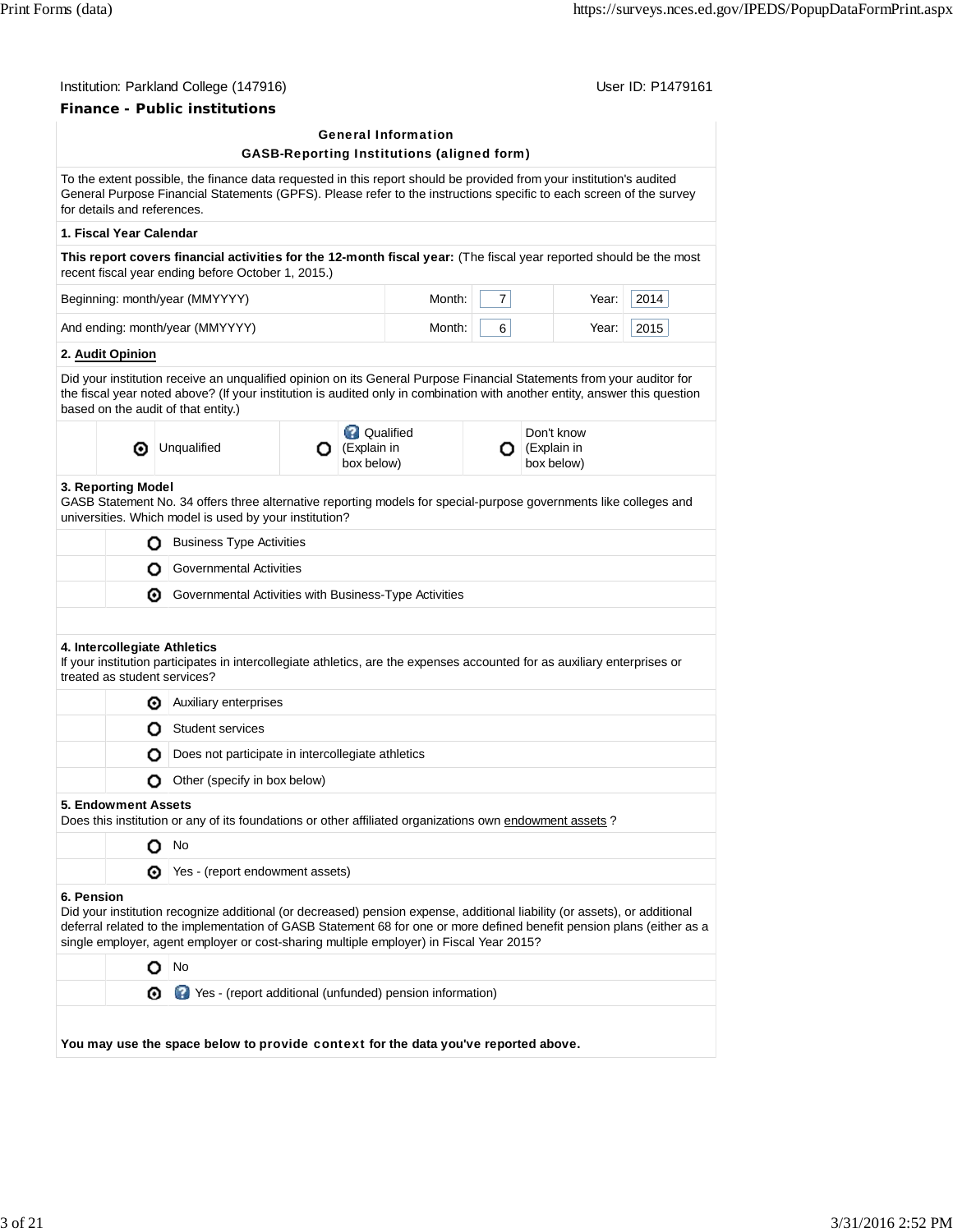Institution: Parkland College (147916)

User ID: P1479161

**Finance - Public institutions**

**General Information**

**GASB-Reporting Institutions (aligned form)**

To the extent possible, the finance data requested in this report should be provided from your institution's audited General Purpose Financial Statements (GPFS). Please refer to the instructions specific to each screen of the survey for details and references.

**1. Fiscal Year Calendar**

**This report covers financial activities for the 12-month fiscal year:** (The fiscal year reported should be the most recent fiscal year ending before October 1, 2015.)

| | Month: | | Year: | |
|---|---|---|---|---|
| Beginning: month/year (MMYYYY) | Month: | 7 | Year: | 2014 |
| And ending: month/year (MMYYYY) | Month: | 6 | Year: | 2015 |

**2. Audit Opinion**

Did your institution receive an unqualified opinion on its General Purpose Financial Statements from your auditor for the fiscal year noted above? (If your institution is audited only in combination with another entity, answer this question based on the audit of that entity.)

- (selected) Unqualified
- ( ) Qualified (Explain in box below)
- ( ) Don't know (Explain in box below)

**3. Reporting Model**

GASB Statement No. 34 offers three alternative reporting models for special-purpose governments like colleges and universities. Which model is used by your institution?

- ( ) Business Type Activities
- ( ) Governmental Activities
- (selected) Governmental Activities with Business-Type Activities

**4. Intercollegiate Athletics**

If your institution participates in intercollegiate athletics, are the expenses accounted for as auxiliary enterprises or treated as student services?

- (selected) Auxiliary enterprises
- ( ) Student services
- ( ) Does not participate in intercollegiate athletics
- ( ) Other (specify in box below)

**5. Endowment Assets**

Does this institution or any of its foundations or other affiliated organizations own endowment assets ?

- ( ) No
- (selected) Yes - (report endowment assets)

**6. Pension**

Did your institution recognize additional (or decreased) pension expense, additional liability (or assets), or additional deferral related to the implementation of GASB Statement 68 for one or more defined benefit pension plans (either as a single employer, agent employer or cost-sharing multiple employer) in Fiscal Year 2015?

- ( ) No
- (selected) Yes - (report additional (unfunded) pension information)

**You may use the space below to provide context for the data you've reported above.**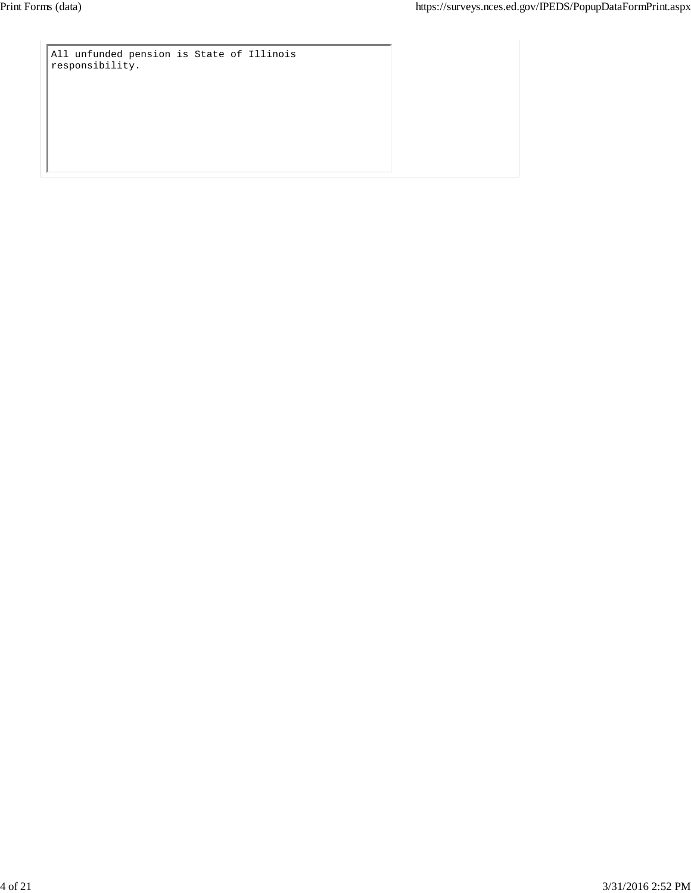All unfunded pension is State of Illinois responsibility.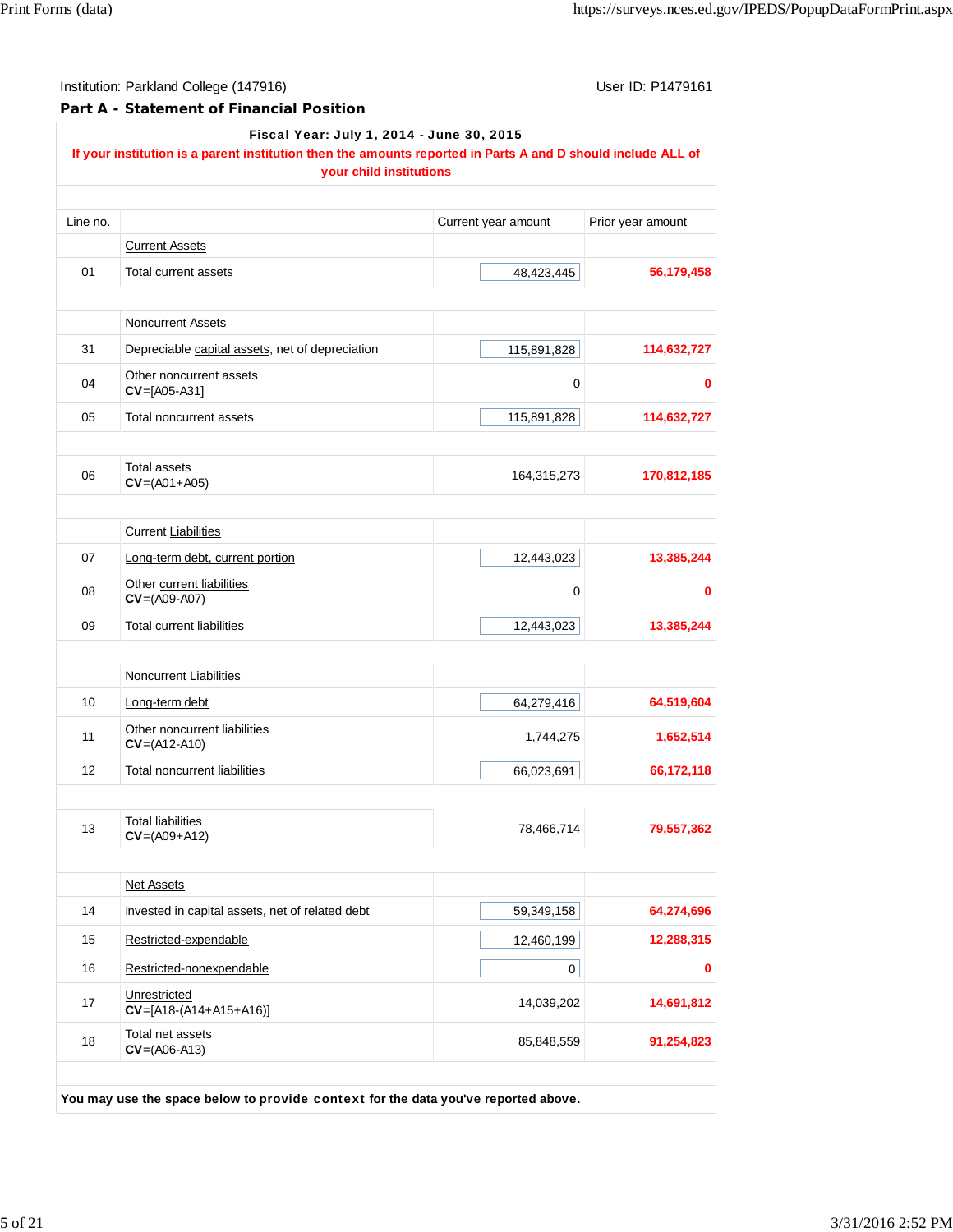Institution: Parkland College (147916)

User ID: P1479161

## Part A - Statement of Financial Position

**Fiscal Year: July 1, 2014 - June 30, 2015**

**If your institution is a parent institution then the amounts reported in Parts A and D should include ALL of your child institutions**

| Line no. | | Current year amount | Prior year amount |
|---|---|---|---|
| | Current Assets | | |
| 01 | Total current assets | 48,423,445 | 56,179,458 |
| | Noncurrent Assets | | |
| 31 | Depreciable capital assets, net of depreciation | 115,891,828 | 114,632,727 |
| 04 | Other noncurrent assets **CV**=[A05-A31] | 0 | 0 |
| 05 | Total noncurrent assets | 115,891,828 | 114,632,727 |
| 06 | Total assets **CV**=(A01+A05) | 164,315,273 | 170,812,185 |
| | Current Liabilities | | |
| 07 | Long-term debt, current portion | 12,443,023 | 13,385,244 |
| 08 | Other current liabilities **CV**=(A09-A07) | 0 | 0 |
| 09 | Total current liabilities | 12,443,023 | 13,385,244 |
| | Noncurrent Liabilities | | |
| 10 | Long-term debt | 64,279,416 | 64,519,604 |
| 11 | Other noncurrent liabilities **CV**=(A12-A10) | 1,744,275 | 1,652,514 |
| 12 | Total noncurrent liabilities | 66,023,691 | 66,172,118 |
| 13 | Total liabilities **CV**=(A09+A12) | 78,466,714 | 79,557,362 |
| | Net Assets | | |
| 14 | Invested in capital assets, net of related debt | 59,349,158 | 64,274,696 |
| 15 | Restricted-expendable | 12,460,199 | 12,288,315 |
| 16 | Restricted-nonexpendable | 0 | 0 |
| 17 | Unrestricted **CV**=[A18-(A14+A15+A16)] | 14,039,202 | 14,691,812 |
| 18 | Total net assets **CV**=(A06-A13) | 85,848,559 | 91,254,823 |

**You may use the space below to provide context for the data you've reported above.**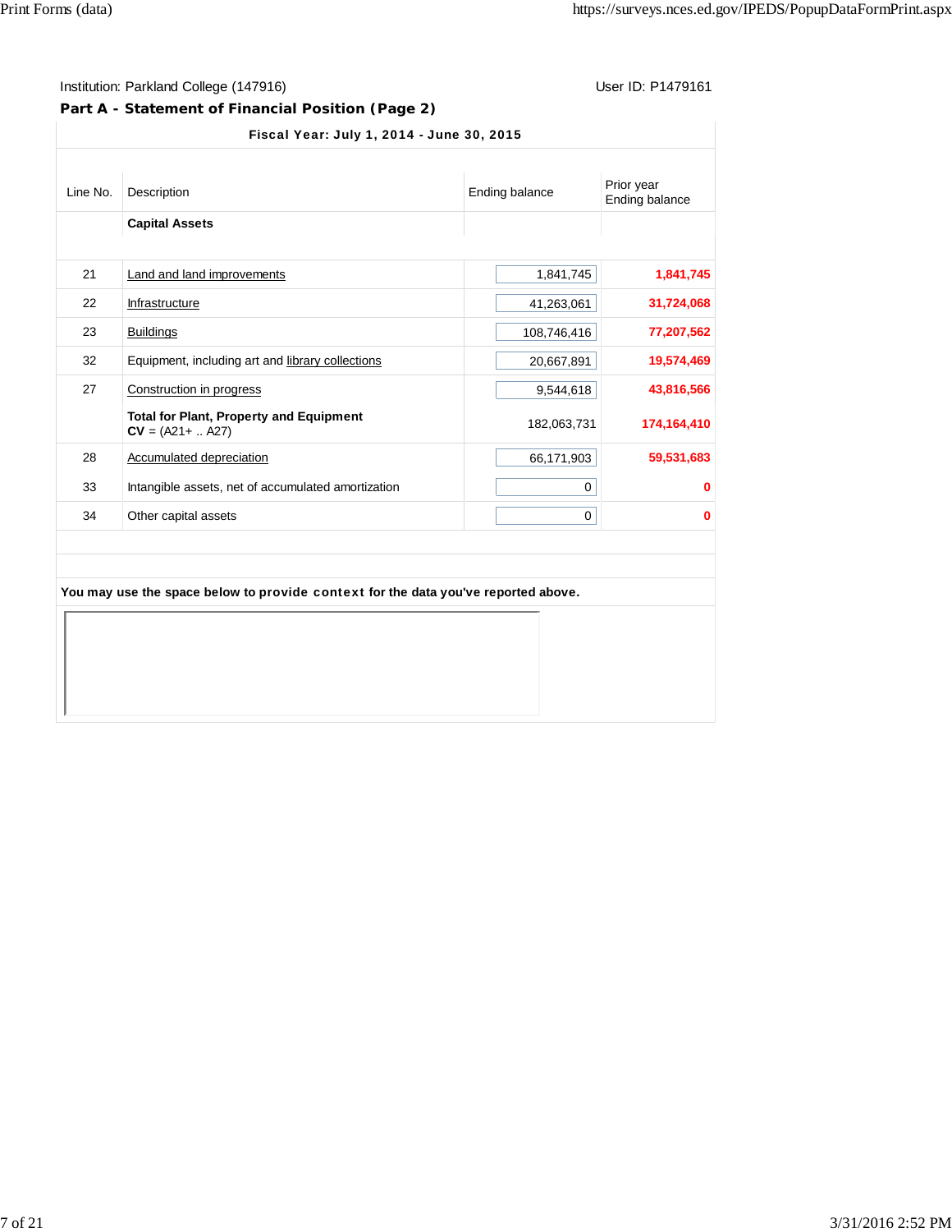Institution: Parkland College (147916) User ID: P1479161

**Part A - Statement of Financial Position (Page 2)**

**Fiscal Year: July 1, 2014 - June 30, 2015**

| Line No. | Description | Ending balance | Prior year Ending balance |
|---|---|---|---|
| | **Capital Assets** | | |
| 21 | Land and land improvements | 1,841,745 | 1,841,745 |
| 22 | Infrastructure | 41,263,061 | 31,724,068 |
| 23 | Buildings | 108,746,416 | 77,207,562 |
| 32 | Equipment, including art and library collections | 20,667,891 | 19,574,469 |
| 27 | Construction in progress | 9,544,618 | 43,816,566 |
| | **Total for Plant, Property and Equipment** **CV** = (A21+ .. A27) | 182,063,731 | 174,164,410 |
| 28 | Accumulated depreciation | 66,171,903 | 59,531,683 |
| 33 | Intangible assets, net of accumulated amortization | 0 | 0 |
| 34 | Other capital assets | 0 | 0 |

**You may use the space below to provide context for the data you've reported above.**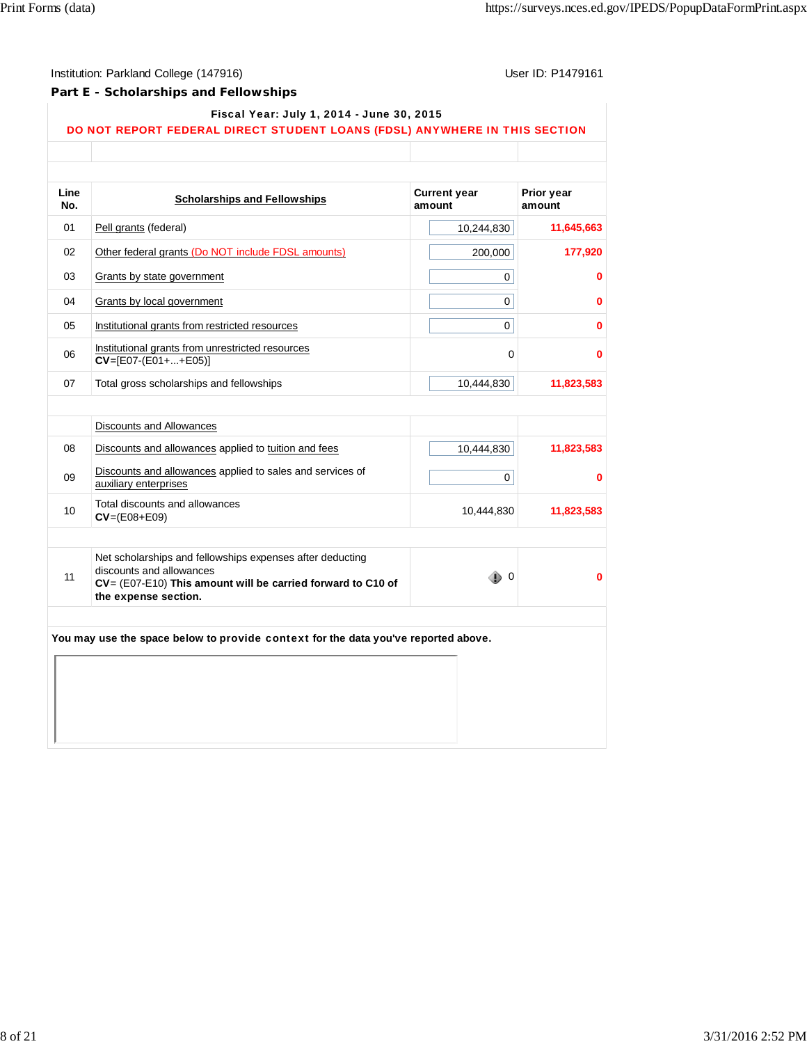Institution: Parkland College (147916)

User ID: P1479161

## Part E - Scholarships and Fellowships

**Fiscal Year: July 1, 2014 - June 30, 2015**

**DO NOT REPORT FEDERAL DIRECT STUDENT LOANS (FDSL) ANYWHERE IN THIS SECTION**

| Line No. | Scholarships and Fellowships | Current year amount | Prior year amount |
|---|---|---|---|
| 01 | Pell grants (federal) | 10,244,830 | 11,645,663 |
| 02 | Other federal grants (Do NOT include FDSL amounts) | 200,000 | 177,920 |
| 03 | Grants by state government | 0 | 0 |
| 04 | Grants by local government | 0 | 0 |
| 05 | Institutional grants from restricted resources | 0 | 0 |
| 06 | Institutional grants from unrestricted resources **CV**=[E07-(E01+...+E05)] | 0 | 0 |
| 07 | Total gross scholarships and fellowships | 10,444,830 | 11,823,583 |
| | Discounts and Allowances | | |
| 08 | Discounts and allowances applied to tuition and fees | 10,444,830 | 11,823,583 |
| 09 | Discounts and allowances applied to sales and services of auxiliary enterprises | 0 | 0 |
| 10 | Total discounts and allowances **CV**=(E08+E09) | 10,444,830 | 11,823,583 |
| 11 | Net scholarships and fellowships expenses after deducting discounts and allowances **CV**= (E07-E10) **This amount will be carried forward to C10 of the expense section.** | 0 | 0 |

**You may use the space below to provide context for the data you've reported above.**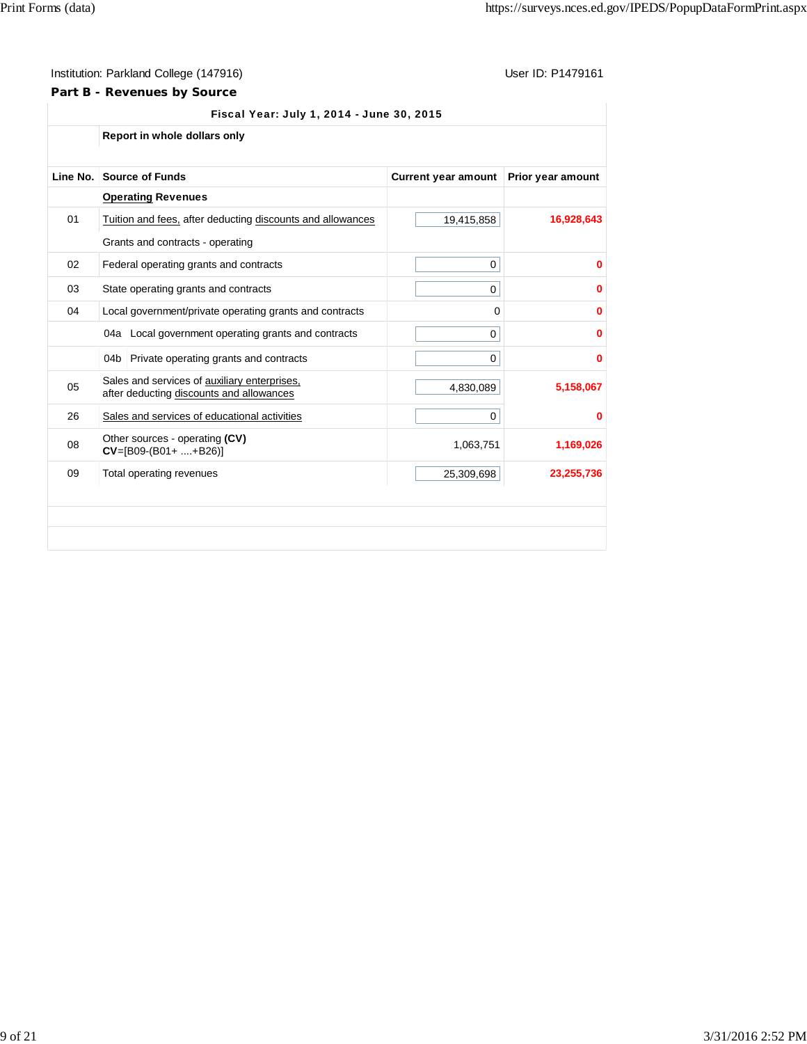Institution: Parkland College (147916)

User ID: P1479161

**Part B - Revenues by Source**

| Line No. | Source of Funds | Current year amount | Prior year amount |
|---|---|---|---|
| | **Fiscal Year: July 1, 2014 - June 30, 2015** | | |
| | **Report in whole dollars only** | | |
| | **Operating Revenues** | | |
| 01 | Tuition and fees, after deducting discounts and allowances | 19,415,858 | 16,928,643 |
| | Grants and contracts - operating | | |
| 02 | Federal operating grants and contracts | 0 | 0 |
| 03 | State operating grants and contracts | 0 | 0 |
| 04 | Local government/private operating grants and contracts | 0 | 0 |
| | 04a Local government operating grants and contracts | 0 | 0 |
| | 04b Private operating grants and contracts | 0 | 0 |
| 05 | Sales and services of auxiliary enterprises, after deducting discounts and allowances | 4,830,089 | 5,158,067 |
| 26 | Sales and services of educational activities | 0 | 0 |
| 08 | Other sources - operating **(CV)** **CV**=[B09-(B01+ ....+B26)] | 1,063,751 | 1,169,026 |
| 09 | Total operating revenues | 25,309,698 | 23,255,736 |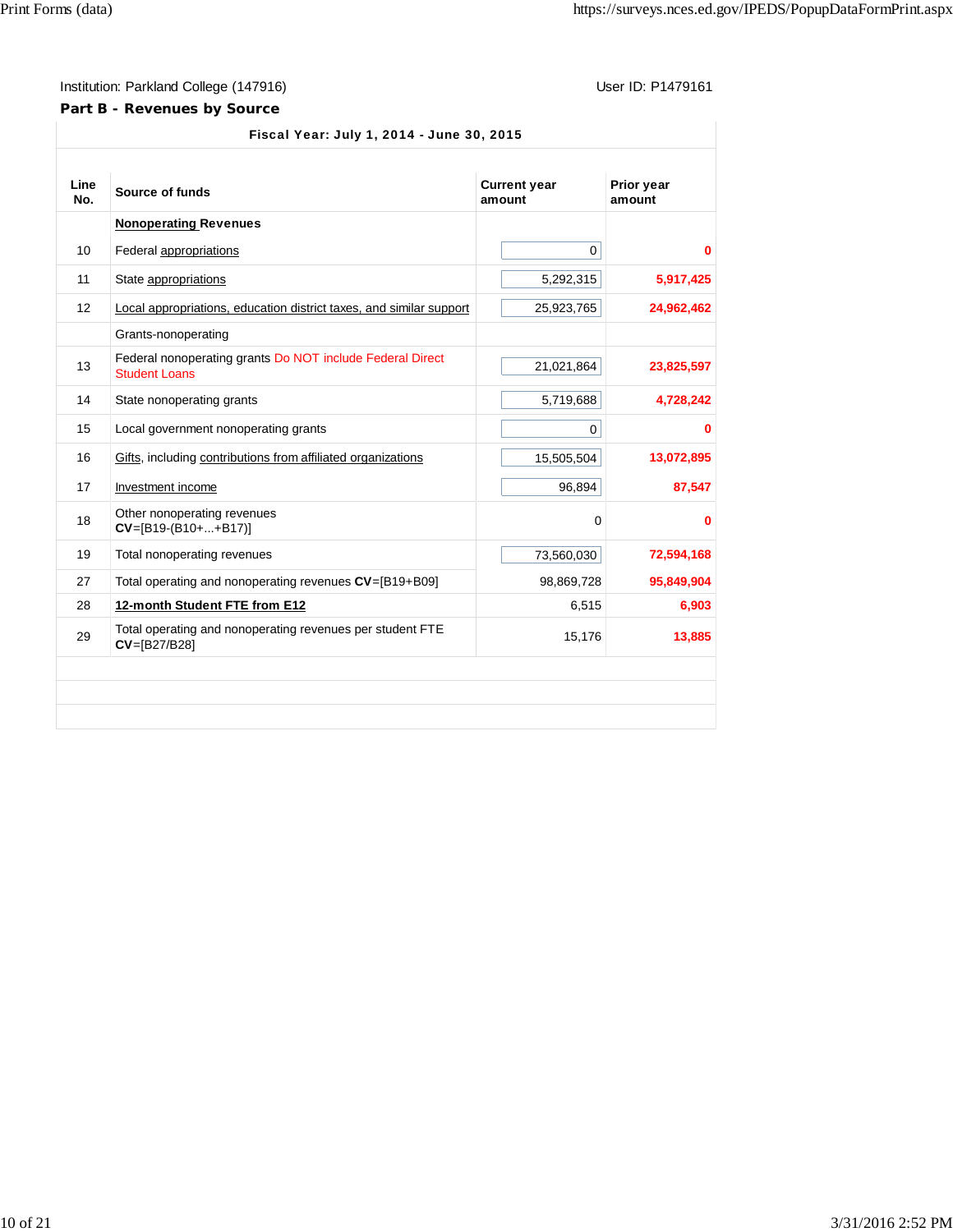Institution: Parkland College (147916) User ID: P1479161

**Part B - Revenues by Source**

**Fiscal Year: July 1, 2014 - June 30, 2015**

| Line No. | Source of funds | Current year amount | Prior year amount |
|---|---|---|---|
| | **Nonoperating Revenues** | | |
| 10 | Federal appropriations | 0 | **0** |
| 11 | State appropriations | 5,292,315 | **5,917,425** |
| 12 | Local appropriations, education district taxes, and similar support | 25,923,765 | **24,962,462** |
| | Grants-nonoperating | | |
| 13 | Federal nonoperating grants Do NOT include Federal Direct Student Loans | 21,021,864 | **23,825,597** |
| 14 | State nonoperating grants | 5,719,688 | **4,728,242** |
| 15 | Local government nonoperating grants | 0 | **0** |
| 16 | Gifts, including contributions from affiliated organizations | 15,505,504 | **13,072,895** |
| 17 | Investment income | 96,894 | **87,547** |
| 18 | Other nonoperating revenues **CV**=[B19-(B10+...+B17)] | 0 | **0** |
| 19 | Total nonoperating revenues | 73,560,030 | **72,594,168** |
| 27 | Total operating and nonoperating revenues **CV**=[B19+B09] | 98,869,728 | **95,849,904** |
| 28 | **12-month Student FTE from E12** | 6,515 | **6,903** |
| 29 | Total operating and nonoperating revenues per student FTE **CV**=[B27/B28] | 15,176 | **13,885** |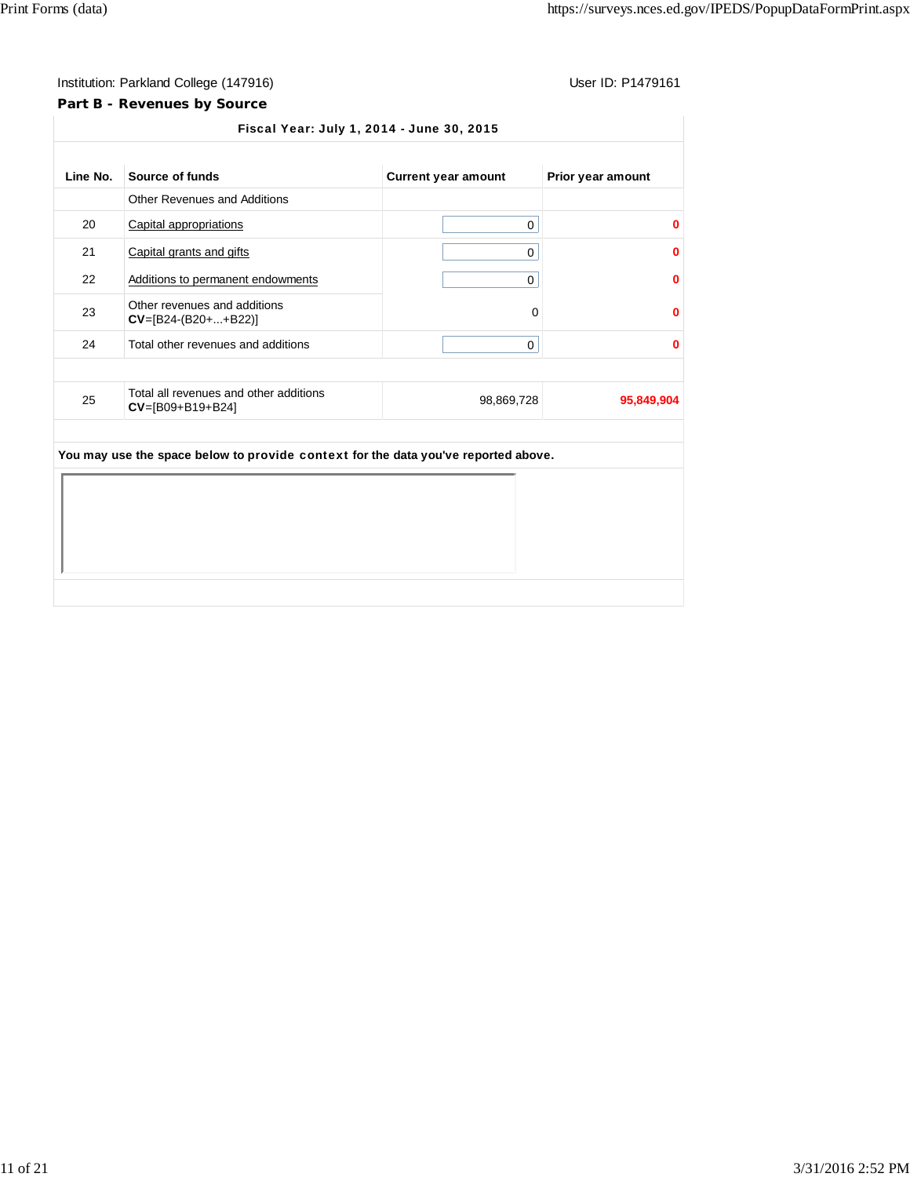Institution: Parkland College (147916)

User ID: P1479161

## Part B - Revenues by Source

**Fiscal Year: July 1, 2014 - June 30, 2015**

| Line No. | Source of funds | Current year amount | Prior year amount |
|---|---|---|---|
| | Other Revenues and Additions | | |
| 20 | Capital appropriations | 0 | 0 |
| 21 | Capital grants and gifts | 0 | 0 |
| 22 | Additions to permanent endowments | 0 | 0 |
| 23 | Other revenues and additions **CV**=[B24-(B20+...+B22)] | 0 | 0 |
| 24 | Total other revenues and additions | 0 | 0 |
| | | | |
| 25 | Total all revenues and other additions **CV**=[B09+B19+B24] | 98,869,728 | 95,849,904 |

**You may use the space below to provide context for the data you've reported above.**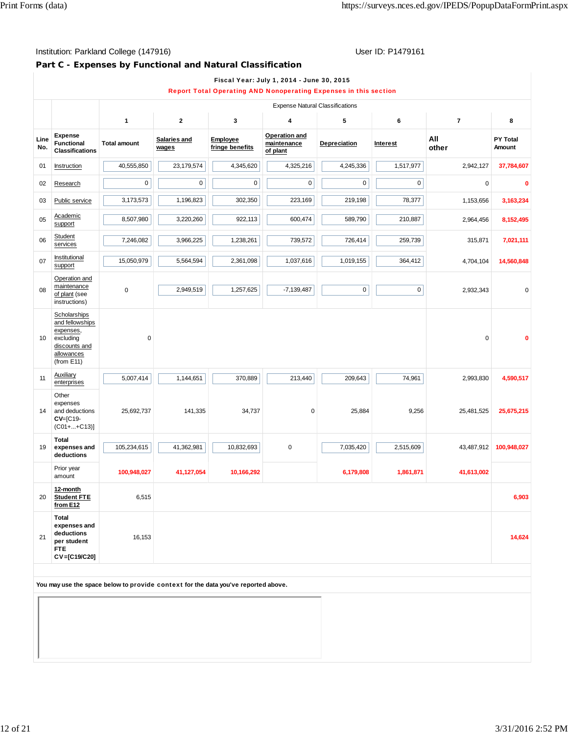Institution: Parkland College (147916) User ID: P1479161

## Part C - Expenses by Functional and Natural Classification

**Fiscal Year: July 1, 2014 - June 30, 2015**

**Report Total Operating AND Nonoperating Expenses in this section**

| | | Expense Natural Classifications | | | | | | | |
|---|---|---|---|---|---|---|---|---|---|
| | | 1 | 2 | 3 | 4 | 5 | 6 | 7 | 8 |
| **Line No.** | **Expense Functional Classifications** | **Total amount** | **Salaries and wages** | **Employee fringe benefits** | **Operation and maintenance of plant** | **Depreciation** | **Interest** | **All other** | **PY Total Amount** |
| 01 | Instruction | 40,555,850 | 23,179,574 | 4,345,620 | 4,325,216 | 4,245,336 | 1,517,977 | 2,942,127 | 37,784,607 |
| 02 | Research | 0 | 0 | 0 | 0 | 0 | 0 | 0 | 0 |
| 03 | Public service | 3,173,573 | 1,196,823 | 302,350 | 223,169 | 219,198 | 78,377 | 1,153,656 | 3,163,234 |
| 05 | Academic support | 8,507,980 | 3,220,260 | 922,113 | 600,474 | 589,790 | 210,887 | 2,964,456 | 8,152,495 |
| 06 | Student services | 7,246,082 | 3,966,225 | 1,238,261 | 739,572 | 726,414 | 259,739 | 315,871 | 7,021,111 |
| 07 | Institutional support | 15,050,979 | 5,564,594 | 2,361,098 | 1,037,616 | 1,019,155 | 364,412 | 4,704,104 | 14,560,848 |
| 08 | Operation and maintenance of plant (see instructions) | 0 | 2,949,519 | 1,257,625 | -7,139,487 | 0 | 0 | 2,932,343 | 0 |
| 10 | Scholarships and fellowships expenses, excluding discounts and allowances (from E11) | 0 | | | | | | 0 | 0 |
| 11 | Auxiliary enterprises | 5,007,414 | 1,144,651 | 370,889 | 213,440 | 209,643 | 74,961 | 2,993,830 | 4,590,517 |
| 14 | Other expenses and deductions **CV**=[C19-(C01+...+C13)] | 25,692,737 | 141,335 | 34,737 | 0 | 25,884 | 9,256 | 25,481,525 | 25,675,215 |
| 19 | **Total expenses and deductions** | 105,234,615 | 41,362,981 | 10,832,693 | 0 | 7,035,420 | 2,515,609 | 43,487,912 | 100,948,027 |
| | Prior year amount | 100,948,027 | 41,127,054 | 10,166,292 | | 6,179,808 | 1,861,871 | 41,613,002 | |
| 20 | **12-month Student FTE from E12** | 6,515 | | | | | | | 6,903 |
| 21 | **Total expenses and deductions per student FTE CV=[C19/C20]** | 16,153 | | | | | | | 14,624 |

You may use the space below to provide context for the data you've reported above.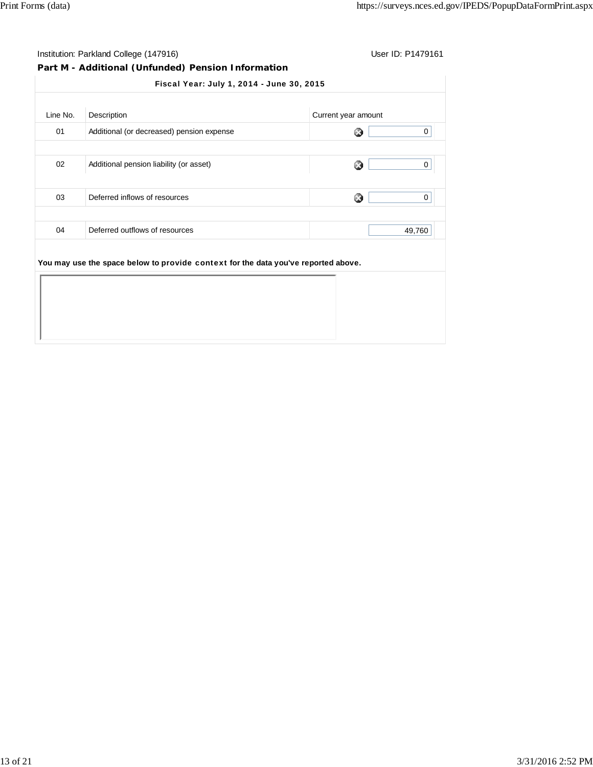Institution: Parkland College (147916) User ID: P1479161

## Part M - Additional (Unfunded) Pension Information

**Fiscal Year: July 1, 2014 - June 30, 2015**

| Line No. | Description | Current year amount |
|---|---|---|
| 01 | Additional (or decreased) pension expense | 0 |
| 02 | Additional pension liability (or asset) | 0 |
| 03 | Deferred inflows of resources | 0 |
| 04 | Deferred outflows of resources | 49,760 |

**You may use the space below to provide context for the data you've reported above.**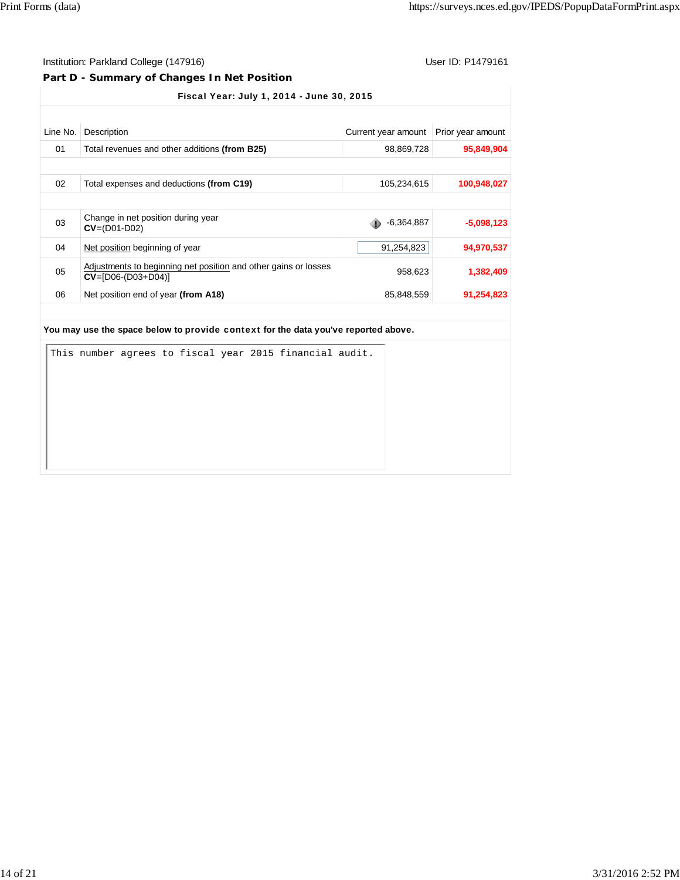Institution: Parkland College (147916) User ID: P1479161

## Part D - Summary of Changes In Net Position

**Fiscal Year: July 1, 2014 - June 30, 2015**

| Line No. | Description | Current year amount | Prior year amount |
|---|---|---|---|
| 01 | Total revenues and other additions **(from B25)** | 98,869,728 | **95,849,904** |
| 02 | Total expenses and deductions **(from C19)** | 105,234,615 | **100,948,027** |
| 03 | Change in net position during year **CV**=(D01-D02) | -6,364,887 | **-5,098,123** |
| 04 | Net position beginning of year | 91,254,823 | **94,970,537** |
| 05 | Adjustments to beginning net position and other gains or losses **CV**=[D06-(D03+D04)] | 958,623 | **1,382,409** |
| 06 | Net position end of year **(from A18)** | 85,848,559 | **91,254,823** |

**You may use the space below to provide context for the data you've reported above.**

This number agrees to fiscal year 2015 financial audit.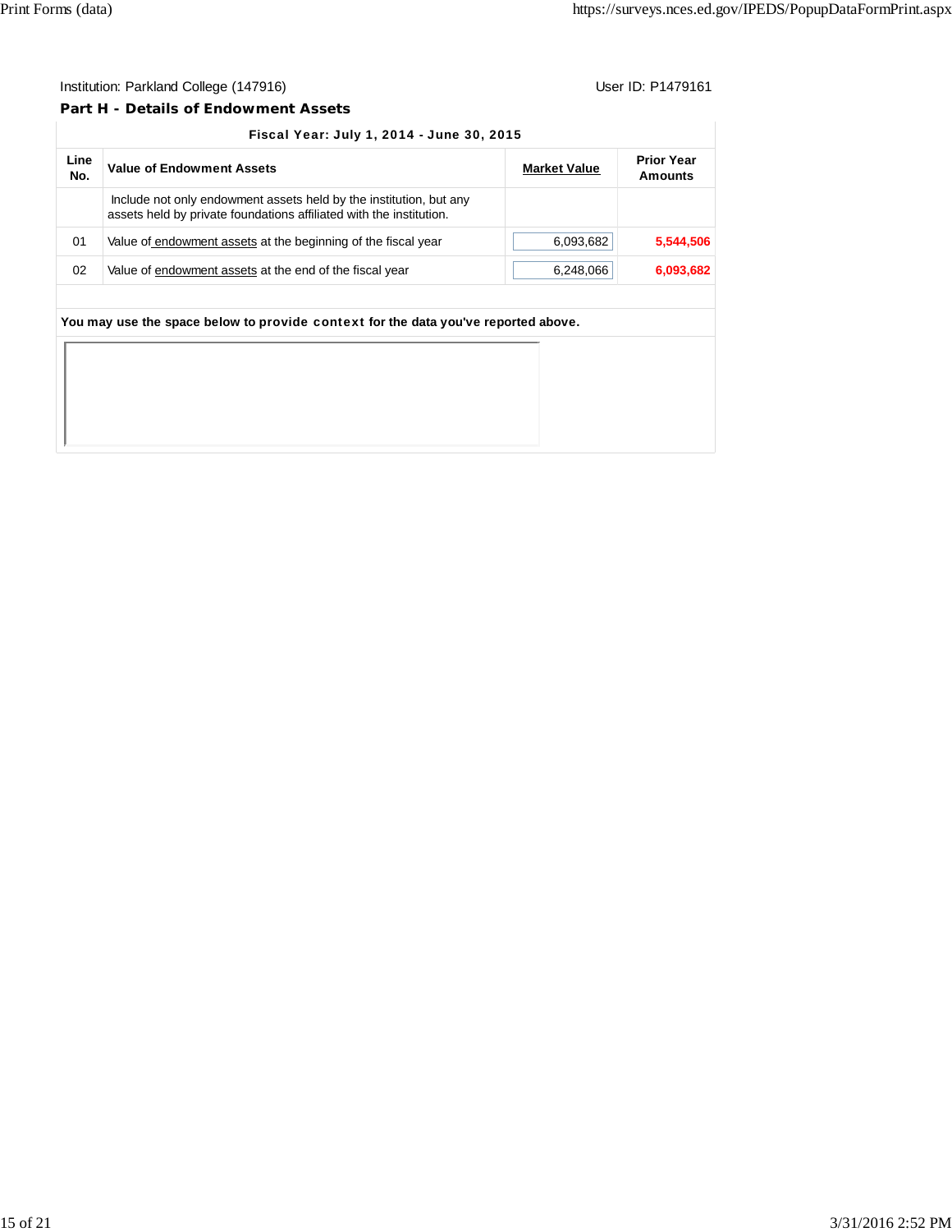Institution: Parkland College (147916)

User ID: P1479161

## Part H - Details of Endowment Assets

| Fiscal Year: July 1, 2014 - June 30, 2015 | | | |
|---|---|---|---|
| Line No. | Value of Endowment Assets | Market Value | Prior Year Amounts |
| | Include not only endowment assets held by the institution, but any assets held by private foundations affiliated with the institution. | | |
| 01 | Value of endowment assets at the beginning of the fiscal year | 6,093,682 | **5,544,506** |
| 02 | Value of endowment assets at the end of the fiscal year | 6,248,066 | **6,093,682** |

**You may use the space below to provide context for the data you've reported above.**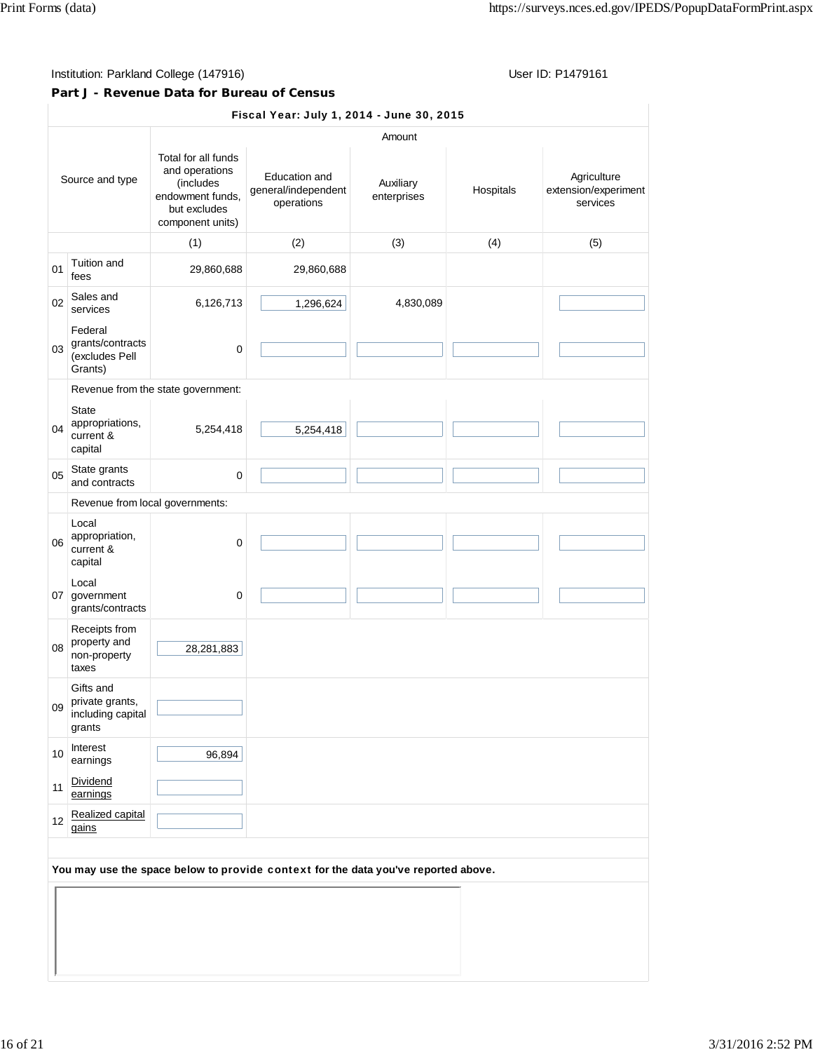Institution: Parkland College (147916)

User ID: P1479161

## Part J - Revenue Data for Bureau of Census

| Fiscal Year: July 1, 2014 - June 30, 2015 | | | | | | |
|---|---|---|---|---|---|---|
| | | Amount | | | | |
| Source and type | | Total for all funds and operations (includes endowment funds, but excludes component units) | Education and general/independent operations | Auxiliary enterprises | Hospitals | Agriculture extension/experiment services |
| | | (1) | (2) | (3) | (4) | (5) |
| 01 | Tuition and fees | 29,860,688 | 29,860,688 | | | |
| 02 | Sales and services | 6,126,713 | 1,296,624 | 4,830,089 | | |
| 03 | Federal grants/contracts (excludes Pell Grants) | 0 | | | | |
| | Revenue from the state government: | | | | | |
| 04 | State appropriations, current & capital | 5,254,418 | 5,254,418 | | | |
| 05 | State grants and contracts | 0 | | | | |
| | Revenue from local governments: | | | | | |
| 06 | Local appropriation, current & capital | 0 | | | | |
| 07 | Local government grants/contracts | 0 | | | | |
| 08 | Receipts from property and non-property taxes | 28,281,883 | | | | |
| 09 | Gifts and private grants, including capital grants | | | | | |
| 10 | Interest earnings | 96,894 | | | | |
| 11 | Dividend earnings | | | | | |
| 12 | Realized capital gains | | | | | |

**You may use the space below to provide context for the data you've reported above.**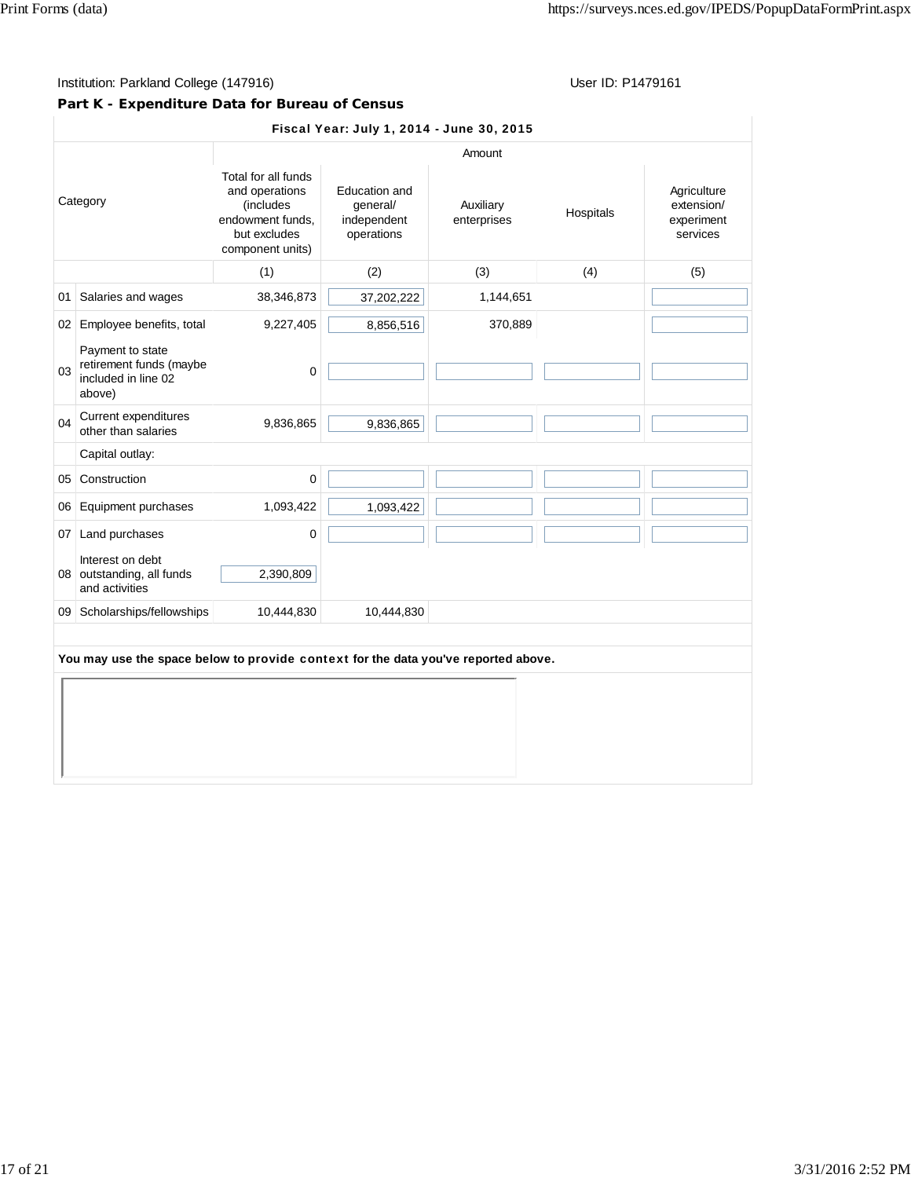Institution: Parkland College (147916) User ID: P1479161

**Part K - Expenditure Data for Bureau of Census**

| | Category | Total for all funds and operations (includes endowment funds, but excludes component units) | Education and general/ independent operations | Auxiliary enterprises | Hospitals | Agriculture extension/ experiment services |
|---|---|---|---|---|---|---|
| | **Fiscal Year: July 1, 2014 - June 30, 2015** | Amount | | | | |
| | | (1) | (2) | (3) | (4) | (5) |
| 01 | Salaries and wages | 38,346,873 | 37,202,222 | 1,144,651 | | |
| 02 | Employee benefits, total | 9,227,405 | 8,856,516 | 370,889 | | |
| 03 | Payment to state retirement funds (maybe included in line 02 above) | 0 | | | | |
| 04 | Current expenditures other than salaries | 9,836,865 | 9,836,865 | | | |
| | Capital outlay: | | | | | |
| 05 | Construction | 0 | | | | |
| 06 | Equipment purchases | 1,093,422 | 1,093,422 | | | |
| 07 | Land purchases | 0 | | | | |
| 08 | Interest on debt outstanding, all funds and activities | 2,390,809 | | | | |
| 09 | Scholarships/fellowships | 10,444,830 | 10,444,830 | | | |

**You may use the space below to provide context for the data you've reported above.**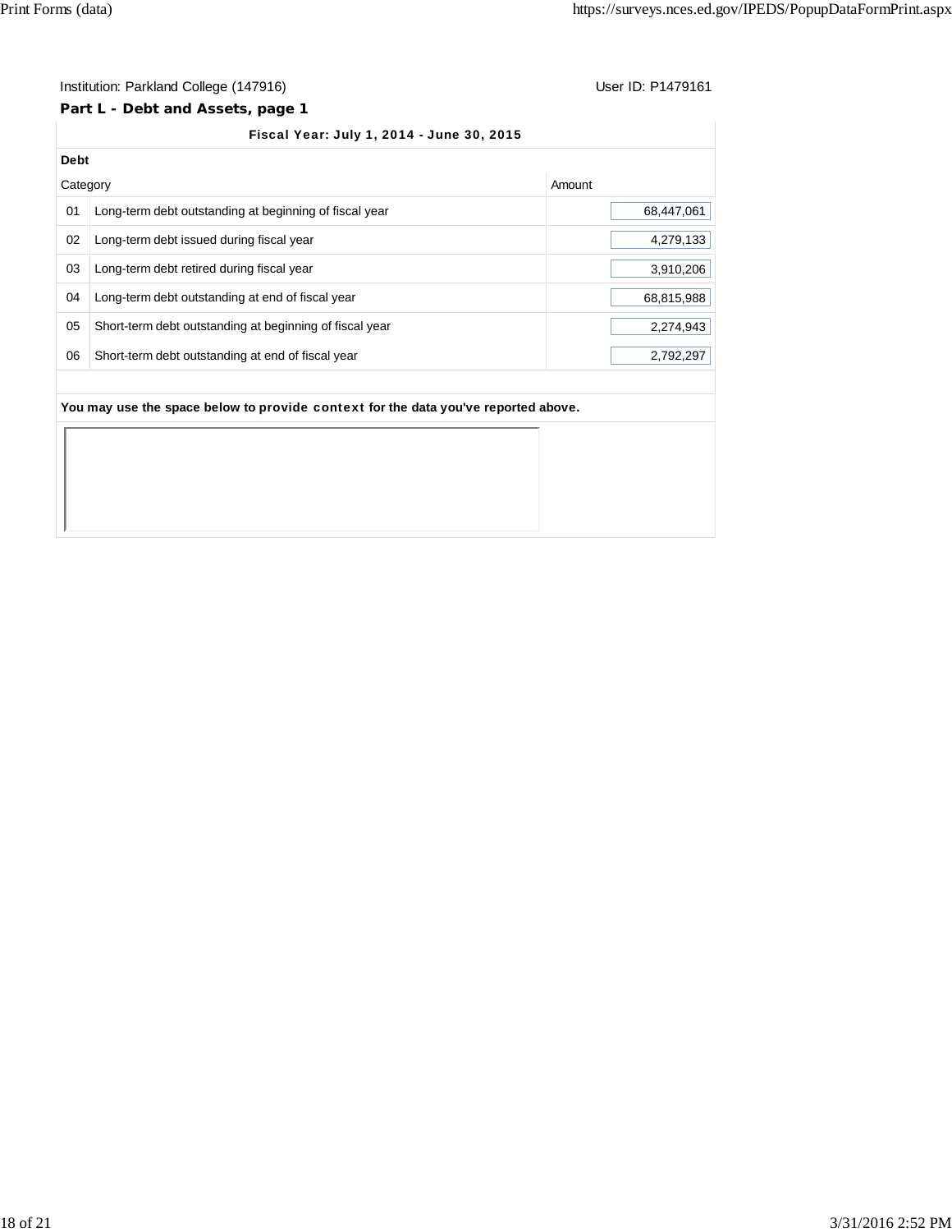Institution: Parkland College (147916) User ID: P1479161

## Part L - Debt and Assets, page 1

**Fiscal Year: July 1, 2014 - June 30, 2015**

**Debt**

| | Category | Amount |
|---|---|---|
| 01 | Long-term debt outstanding at beginning of fiscal year | 68,447,061 |
| 02 | Long-term debt issued during fiscal year | 4,279,133 |
| 03 | Long-term debt retired during fiscal year | 3,910,206 |
| 04 | Long-term debt outstanding at end of fiscal year | 68,815,988 |
| 05 | Short-term debt outstanding at beginning of fiscal year | 2,274,943 |
| 06 | Short-term debt outstanding at end of fiscal year | 2,792,297 |

**You may use the space below to provide context for the data you've reported above.**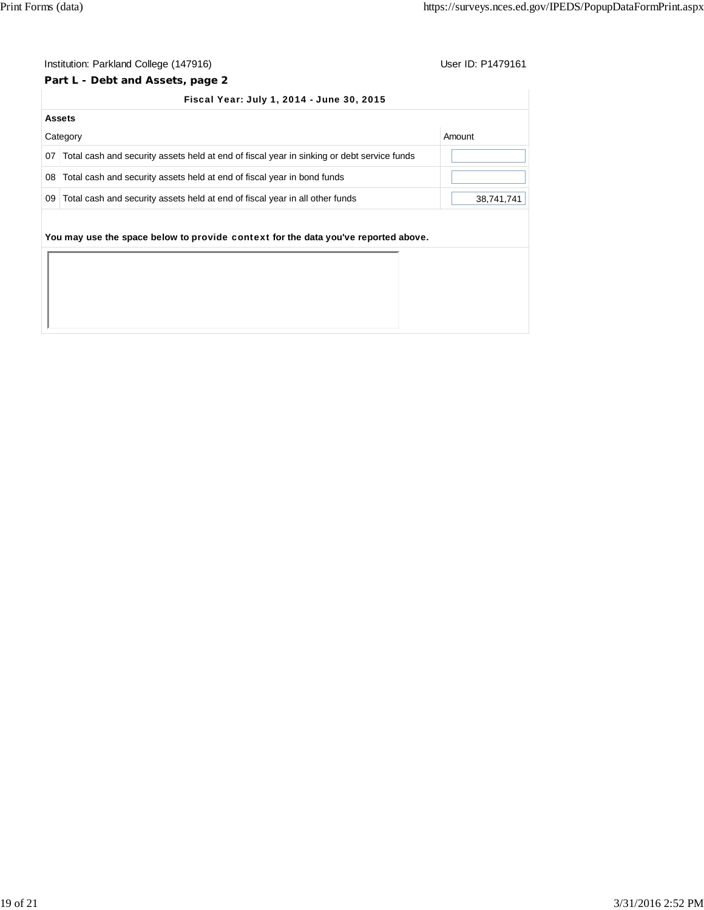Institution: Parkland College (147916) User ID: P1479161

**Part L - Debt and Assets, page 2**

**Fiscal Year: July 1, 2014 - June 30, 2015**

**Assets**

| | Category | Amount |
|---|---|---|
| 07 | Total cash and security assets held at end of fiscal year in sinking or debt service funds | |
| 08 | Total cash and security assets held at end of fiscal year in bond funds | |
| 09 | Total cash and security assets held at end of fiscal year in all other funds | 38,741,741 |

**You may use the space below to provide context for the data you've reported above.**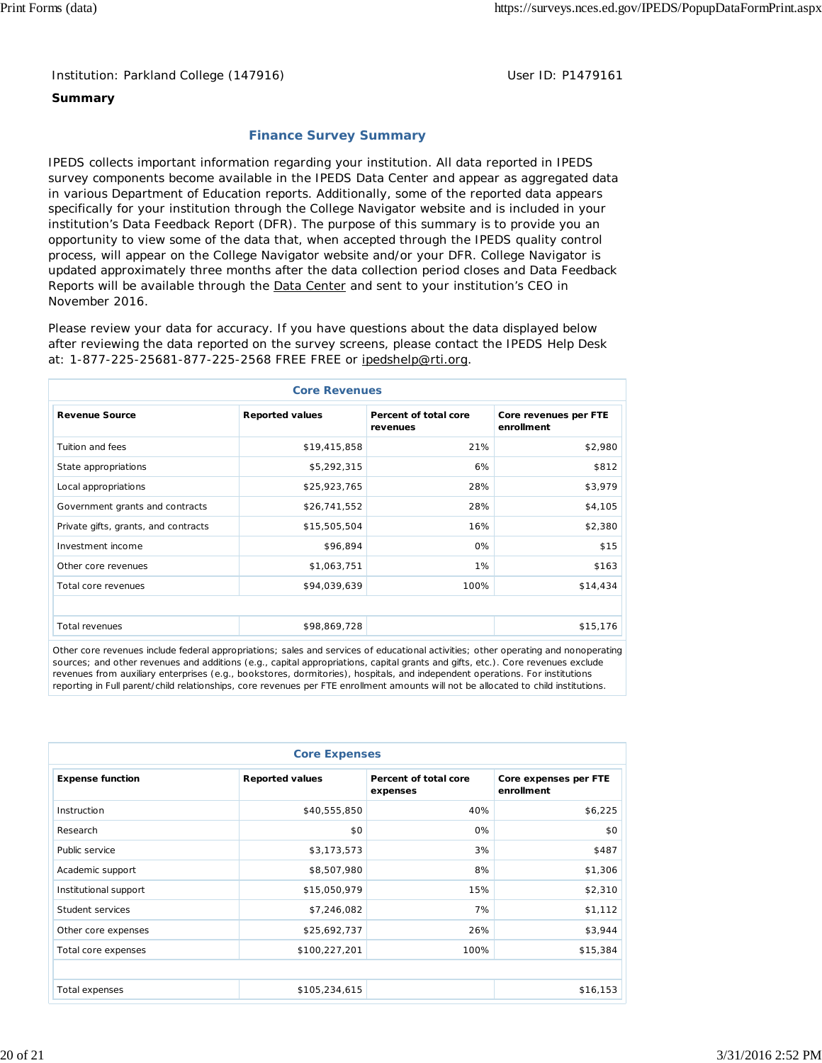Institution: Parkland College (147916) User ID: P1479161

**Summary**

## Finance Survey Summary

IPEDS collects important information regarding your institution. All data reported in IPEDS survey components become available in the IPEDS Data Center and appear as aggregated data in various Department of Education reports. Additionally, some of the reported data appears specifically for your institution through the College Navigator website and is included in your institution's Data Feedback Report (DFR). The purpose of this summary is to provide you an opportunity to view some of the data that, when accepted through the IPEDS quality control process, will appear on the College Navigator website and/or your DFR. College Navigator is updated approximately three months after the data collection period closes and Data Feedback Reports will be available through the Data Center and sent to your institution's CEO in November 2016.

Please review your data for accuracy. If you have questions about the data displayed below after reviewing the data reported on the survey screens, please contact the IPEDS Help Desk at: 1-877-225-25681-877-225-2568 FREE FREE or ipedshelp@rti.org.

### Core Revenues

| Revenue Source | Reported values | Percent of total core revenues | Core revenues per FTE enrollment |
|---|---|---|---|
| Tuition and fees | $19,415,858 | 21% | $2,980 |
| State appropriations | $5,292,315 | 6% | $812 |
| Local appropriations | $25,923,765 | 28% | $3,979 |
| Government grants and contracts | $26,741,552 | 28% | $4,105 |
| Private gifts, grants, and contracts | $15,505,504 | 16% | $2,380 |
| Investment income | $96,894 | 0% | $15 |
| Other core revenues | $1,063,751 | 1% | $163 |
| Total core revenues | $94,039,639 | 100% | $14,434 |
| | | | |
| Total revenues | $98,869,728 | | $15,176 |

Other core revenues include federal appropriations; sales and services of educational activities; other operating and nonoperating sources; and other revenues and additions (e.g., capital appropriations, capital grants and gifts, etc.). Core revenues exclude revenues from auxiliary enterprises (e.g., bookstores, dormitories), hospitals, and independent operations. For institutions reporting in Full parent/child relationships, core revenues per FTE enrollment amounts will not be allocated to child institutions.

### Core Expenses

| Expense function | Reported values | Percent of total core expenses | Core expenses per FTE enrollment |
|---|---|---|---|
| Instruction | $40,555,850 | 40% | $6,225 |
| Research | $0 | 0% | $0 |
| Public service | $3,173,573 | 3% | $487 |
| Academic support | $8,507,980 | 8% | $1,306 |
| Institutional support | $15,050,979 | 15% | $2,310 |
| Student services | $7,246,082 | 7% | $1,112 |
| Other core expenses | $25,692,737 | 26% | $3,944 |
| Total core expenses | $100,227,201 | 100% | $15,384 |
| | | | |
| Total expenses | $105,234,615 | | $16,153 |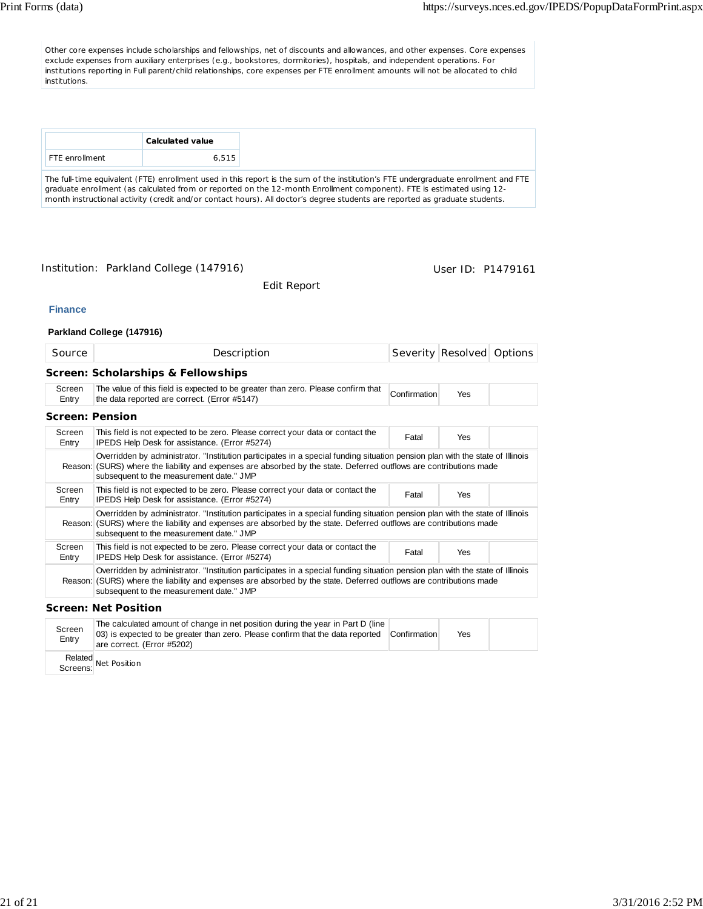Other core expenses include scholarships and fellowships, net of discounts and allowances, and other expenses. Core expenses exclude expenses from auxiliary enterprises (e.g., bookstores, dormitories), hospitals, and independent operations. For institutions reporting in Full parent/child relationships, core expenses per FTE enrollment amounts will not be allocated to child institutions.

| | Calculated value |
|---|---|
| FTE enrollment | 6,515 |

The full-time equivalent (FTE) enrollment used in this report is the sum of the institution's FTE undergraduate enrollment and FTE graduate enrollment (as calculated from or reported on the 12-month Enrollment component). FTE is estimated using 12-month instructional activity (credit and/or contact hours). All doctor's degree students are reported as graduate students.

Institution: Parkland College (147916)

User ID: P1479161

Edit Report

### Finance

**Parkland College (147916)**

| Source | Description | Severity | Resolved | Options |
|---|---|---|---|---|
| **Screen: Scholarships & Fellowships** | | | | |
| Screen Entry | The value of this field is expected to be greater than zero. Please confirm that the data reported are correct. (Error #5147) | Confirmation | Yes | |
| **Screen: Pension** | | | | |
| Screen Entry | This field is not expected to be zero. Please correct your data or contact the IPEDS Help Desk for assistance. (Error #5274) | Fatal | Yes | |
| Reason: | Overridden by administrator. "Institution participates in a special funding situation pension plan with the state of Illinois (SURS) where the liability and expenses are absorbed by the state. Deferred outflows are contributions made subsequent to the measurement date." JMP | | | |
| Screen Entry | This field is not expected to be zero. Please correct your data or contact the IPEDS Help Desk for assistance. (Error #5274) | Fatal | Yes | |
| Reason: | Overridden by administrator. "Institution participates in a special funding situation pension plan with the state of Illinois (SURS) where the liability and expenses are absorbed by the state. Deferred outflows are contributions made subsequent to the measurement date." JMP | | | |
| Screen Entry | This field is not expected to be zero. Please correct your data or contact the IPEDS Help Desk for assistance. (Error #5274) | Fatal | Yes | |
| Reason: | Overridden by administrator. "Institution participates in a special funding situation pension plan with the state of Illinois (SURS) where the liability and expenses are absorbed by the state. Deferred outflows are contributions made subsequent to the measurement date." JMP | | | |
| **Screen: Net Position** | | | | |
| Screen Entry | The calculated amount of change in net position during the year in Part D (line 03) is expected to be greater than zero. Please confirm that the data reported are correct. (Error #5202) | Confirmation | Yes | |
| Related Screens: | Net Position | | | |